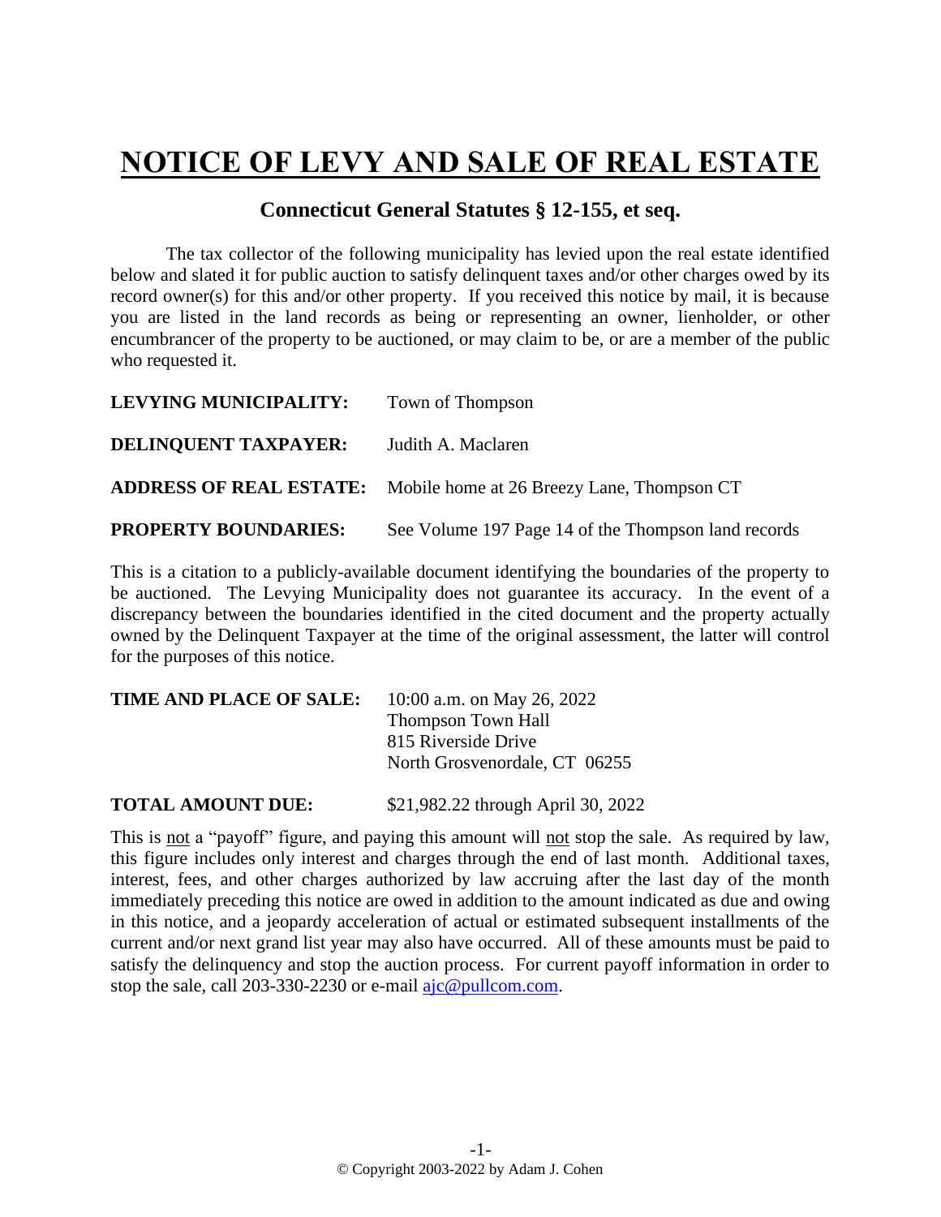# NOTICE OF LEVY AND SALE OF REAL ESTATE

## Connecticut General Statutes § 12-155, et seq.

The tax collector of the following municipality has levied upon the real estate identified below and slated it for public auction to satisfy delinquent taxes and/or other charges owed by its record owner(s) for this and/or other property. If you received this notice by mail, it is because you are listed in the land records as being or representing an owner, lienholder, or other encumbrancer of the property to be auctioned, or may claim to be, or are a member of the public who requested it.

**LEVYING MUNICIPALITY:** Town of Thompson

**DELINQUENT TAXPAYER:** Judith A. Maclaren

**ADDRESS OF REAL ESTATE:** Mobile home at 26 Breezy Lane, Thompson CT

**PROPERTY BOUNDARIES:** See Volume 197 Page 14 of the Thompson land records

This is a citation to a publicly-available document identifying the boundaries of the property to be auctioned. The Levying Municipality does not guarantee its accuracy. In the event of a discrepancy between the boundaries identified in the cited document and the property actually owned by the Delinquent Taxpayer at the time of the original assessment, the latter will control for the purposes of this notice.

**TIME AND PLACE OF SALE:** 10:00 a.m. on May 26, 2022
Thompson Town Hall
815 Riverside Drive
North Grosvenordale, CT 06255

**TOTAL AMOUNT DUE:** $21,982.22 through April 30, 2022

This is not a "payoff" figure, and paying this amount will not stop the sale. As required by law, this figure includes only interest and charges through the end of last month. Additional taxes, interest, fees, and other charges authorized by law accruing after the last day of the month immediately preceding this notice are owed in addition to the amount indicated as due and owing in this notice, and a jeopardy acceleration of actual or estimated subsequent installments of the current and/or next grand list year may also have occurred. All of these amounts must be paid to satisfy the delinquency and stop the auction process. For current payoff information in order to stop the sale, call 203-330-2230 or e-mail ajc@pullcom.com.

© Copyright 2003-2022 by Adam J. Cohen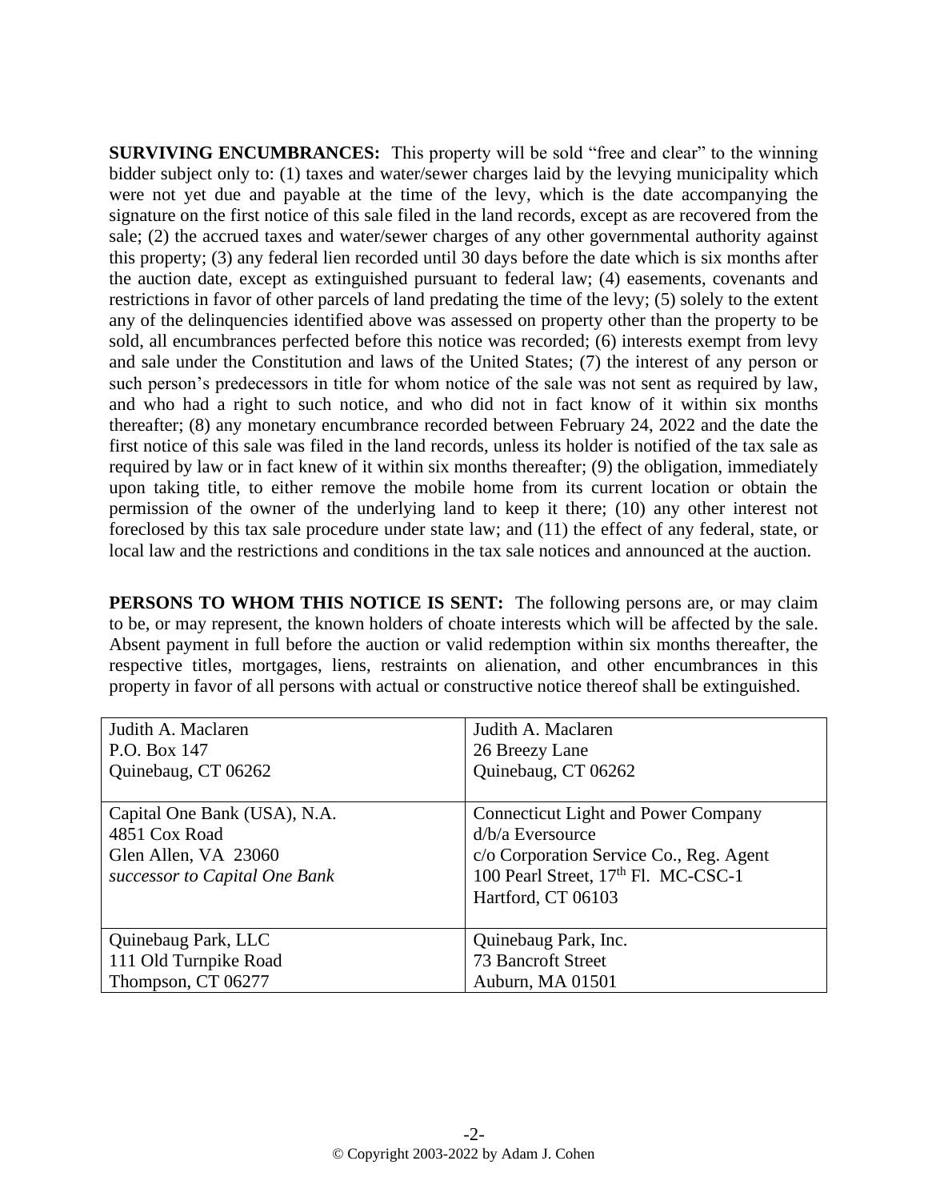**SURVIVING ENCUMBRANCES:** This property will be sold "free and clear" to the winning bidder subject only to: (1) taxes and water/sewer charges laid by the levying municipality which were not yet due and payable at the time of the levy, which is the date accompanying the signature on the first notice of this sale filed in the land records, except as are recovered from the sale; (2) the accrued taxes and water/sewer charges of any other governmental authority against this property; (3) any federal lien recorded until 30 days before the date which is six months after the auction date, except as extinguished pursuant to federal law; (4) easements, covenants and restrictions in favor of other parcels of land predating the time of the levy; (5) solely to the extent any of the delinquencies identified above was assessed on property other than the property to be sold, all encumbrances perfected before this notice was recorded; (6) interests exempt from levy and sale under the Constitution and laws of the United States; (7) the interest of any person or such person's predecessors in title for whom notice of the sale was not sent as required by law, and who had a right to such notice, and who did not in fact know of it within six months thereafter; (8) any monetary encumbrance recorded between February 24, 2022 and the date the first notice of this sale was filed in the land records, unless its holder is notified of the tax sale as required by law or in fact knew of it within six months thereafter; (9) the obligation, immediately upon taking title, to either remove the mobile home from its current location or obtain the permission of the owner of the underlying land to keep it there; (10) any other interest not foreclosed by this tax sale procedure under state law; and (11) the effect of any federal, state, or local law and the restrictions and conditions in the tax sale notices and announced at the auction.

**PERSONS TO WHOM THIS NOTICE IS SENT:** The following persons are, or may claim to be, or may represent, the known holders of choate interests which will be affected by the sale. Absent payment in full before the auction or valid redemption within six months thereafter, the respective titles, mortgages, liens, restraints on alienation, and other encumbrances in this property in favor of all persons with actual or constructive notice thereof shall be extinguished.

| | |
|---|---|
| Judith A. Maclaren<br>P.O. Box 147<br>Quinebaug, CT 06262 | Judith A. Maclaren<br>26 Breezy Lane<br>Quinebaug, CT 06262 |
| Capital One Bank (USA), N.A.<br>4851 Cox Road<br>Glen Allen, VA 23060<br>*successor to Capital One Bank* | Connecticut Light and Power Company<br>d/b/a Eversource<br>c/o Corporation Service Co., Reg. Agent<br>100 Pearl Street, 17th Fl. MC-CSC-1<br>Hartford, CT 06103 |
| Quinebaug Park, LLC<br>111 Old Turnpike Road<br>Thompson, CT 06277 | Quinebaug Park, Inc.<br>73 Bancroft Street<br>Auburn, MA 01501 |

© Copyright 2003-2022 by Adam J. Cohen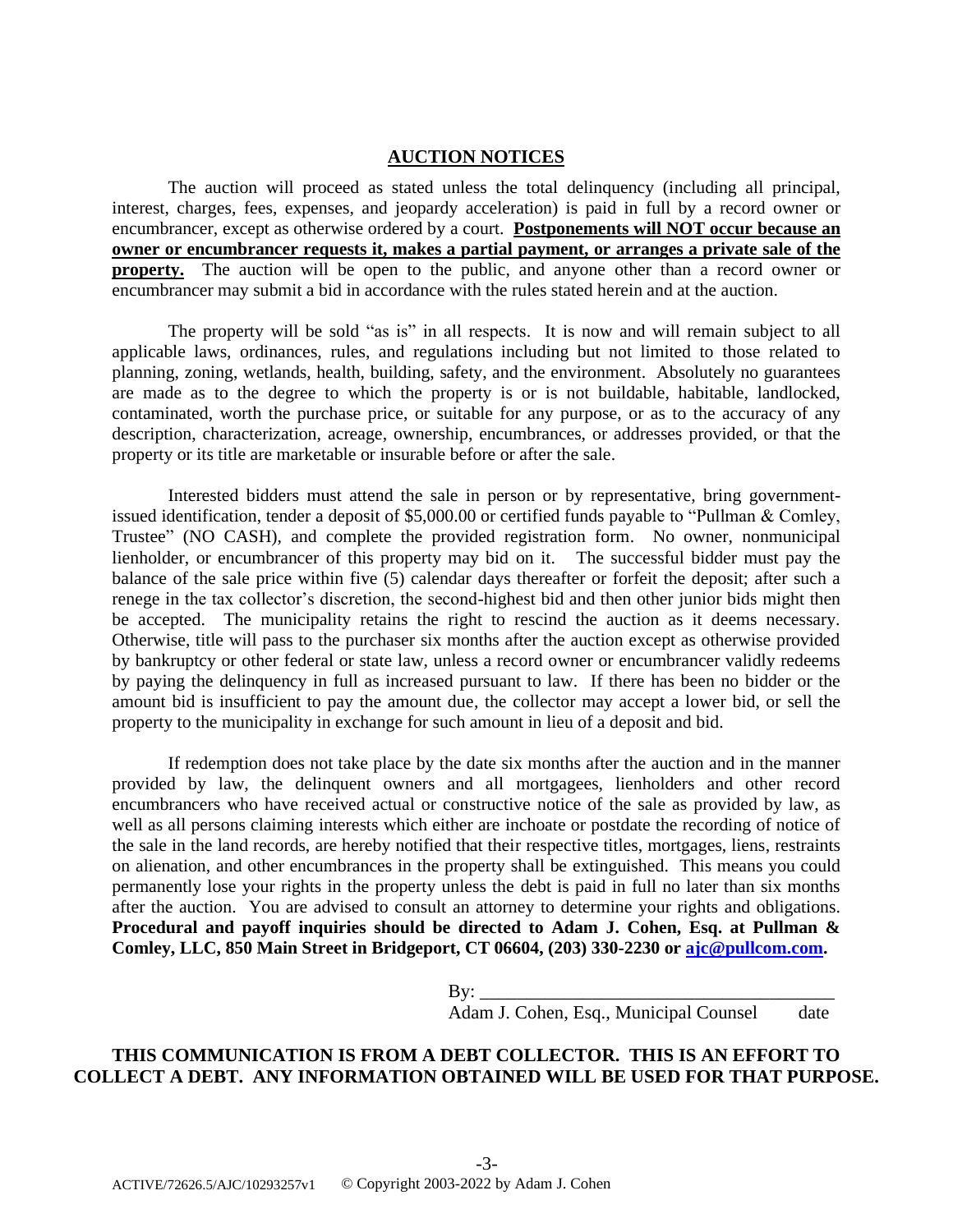## AUCTION NOTICES

The auction will proceed as stated unless the total delinquency (including all principal, interest, charges, fees, expenses, and jeopardy acceleration) is paid in full by a record owner or encumbrancer, except as otherwise ordered by a court. **Postponements will NOT occur because an owner or encumbrancer requests it, makes a partial payment, or arranges a private sale of the property.** The auction will be open to the public, and anyone other than a record owner or encumbrancer may submit a bid in accordance with the rules stated herein and at the auction.

The property will be sold "as is" in all respects. It is now and will remain subject to all applicable laws, ordinances, rules, and regulations including but not limited to those related to planning, zoning, wetlands, health, building, safety, and the environment. Absolutely no guarantees are made as to the degree to which the property is or is not buildable, habitable, landlocked, contaminated, worth the purchase price, or suitable for any purpose, or as to the accuracy of any description, characterization, acreage, ownership, encumbrances, or addresses provided, or that the property or its title are marketable or insurable before or after the sale.

Interested bidders must attend the sale in person or by representative, bring government-issued identification, tender a deposit of $5,000.00 or certified funds payable to "Pullman & Comley, Trustee" (NO CASH), and complete the provided registration form. No owner, nonmunicipal lienholder, or encumbrancer of this property may bid on it. The successful bidder must pay the balance of the sale price within five (5) calendar days thereafter or forfeit the deposit; after such a renege in the tax collector's discretion, the second-highest bid and then other junior bids might then be accepted. The municipality retains the right to rescind the auction as it deems necessary. Otherwise, title will pass to the purchaser six months after the auction except as otherwise provided by bankruptcy or other federal or state law, unless a record owner or encumbrancer validly redeems by paying the delinquency in full as increased pursuant to law. If there has been no bidder or the amount bid is insufficient to pay the amount due, the collector may accept a lower bid, or sell the property to the municipality in exchange for such amount in lieu of a deposit and bid.

If redemption does not take place by the date six months after the auction and in the manner provided by law, the delinquent owners and all mortgagees, lienholders and other record encumbrancers who have received actual or constructive notice of the sale as provided by law, as well as all persons claiming interests which either are inchoate or postdate the recording of notice of the sale in the land records, are hereby notified that their respective titles, mortgages, liens, restraints on alienation, and other encumbrances in the property shall be extinguished. This means you could permanently lose your rights in the property unless the debt is paid in full no later than six months after the auction. You are advised to consult an attorney to determine your rights and obligations. **Procedural and payoff inquiries should be directed to Adam J. Cohen, Esq. at Pullman & Comley, LLC, 850 Main Street in Bridgeport, CT 06604, (203) 330-2230 or ajc@pullcom.com.**

By: ____________________________________
Adam J. Cohen, Esq., Municipal Counsel          date

**THIS COMMUNICATION IS FROM A DEBT COLLECTOR. THIS IS AN EFFORT TO COLLECT A DEBT. ANY INFORMATION OBTAINED WILL BE USED FOR THAT PURPOSE.**

ACTIVE/72626.5/AJC/10293257v1     © Copyright 2003-2022 by Adam J. Cohen